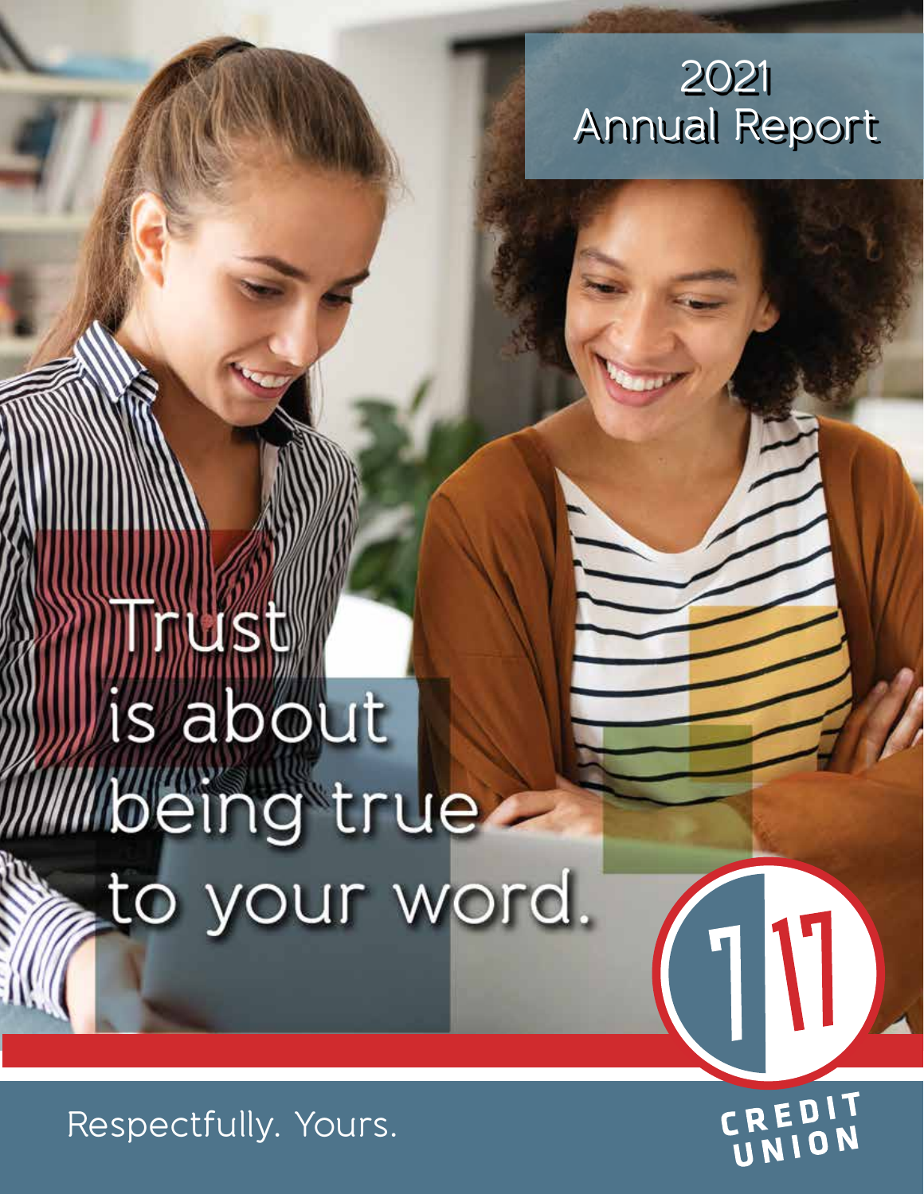# 2021 Annual Report

## Trust is about being true to your word.

717 CREDIT UNION

Respectfully. Yours.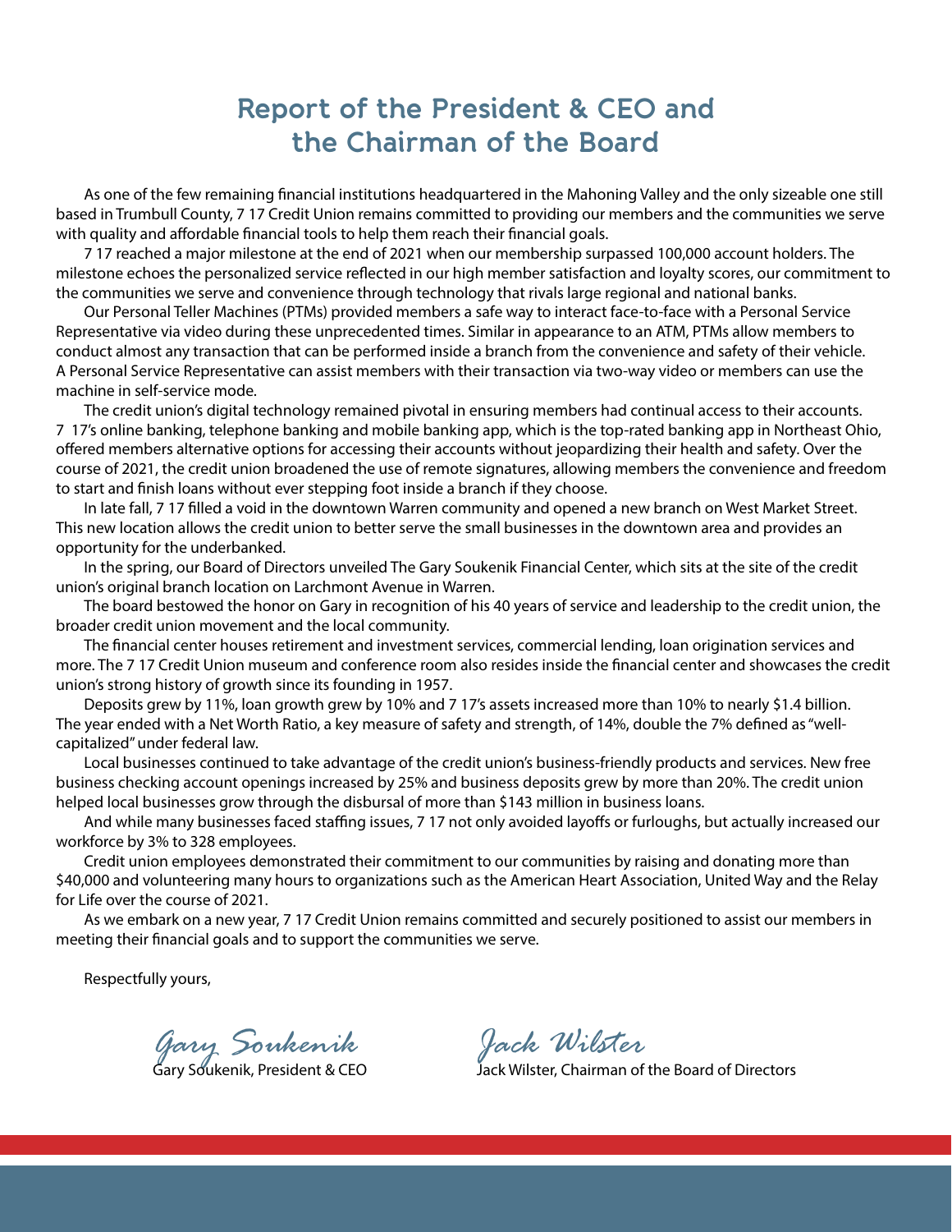# Report of the President & CEO and the Chairman of the Board

As one of the few remaining financial institutions headquartered in the Mahoning Valley and the only sizeable one still based in Trumbull County, 7 17 Credit Union remains committed to providing our members and the communities we serve with quality and affordable financial tools to help them reach their financial goals.

7 17 reached a major milestone at the end of 2021 when our membership surpassed 100,000 account holders. The milestone echoes the personalized service reflected in our high member satisfaction and loyalty scores, our commitment to the communities we serve and convenience through technology that rivals large regional and national banks.

Our Personal Teller Machines (PTMs) provided members a safe way to interact face-to-face with a Personal Service Representative via video during these unprecedented times. Similar in appearance to an ATM, PTMs allow members to conduct almost any transaction that can be performed inside a branch from the convenience and safety of their vehicle. A Personal Service Representative can assist members with their transaction via two-way video or members can use the machine in self-service mode.

The credit union's digital technology remained pivotal in ensuring members had continual access to their accounts. 7 17's online banking, telephone banking and mobile banking app, which is the top-rated banking app in Northeast Ohio, offered members alternative options for accessing their accounts without jeopardizing their health and safety. Over the course of 2021, the credit union broadened the use of remote signatures, allowing members the convenience and freedom to start and finish loans without ever stepping foot inside a branch if they choose.

In late fall, 7 17 filled a void in the downtown Warren community and opened a new branch on West Market Street. This new location allows the credit union to better serve the small businesses in the downtown area and provides an opportunity for the underbanked.

In the spring, our Board of Directors unveiled The Gary Soukenik Financial Center, which sits at the site of the credit union's original branch location on Larchmont Avenue in Warren.

The board bestowed the honor on Gary in recognition of his 40 years of service and leadership to the credit union, the broader credit union movement and the local community.

The financial center houses retirement and investment services, commercial lending, loan origination services and more. The 7 17 Credit Union museum and conference room also resides inside the financial center and showcases the credit union's strong history of growth since its founding in 1957.

Deposits grew by 11%, loan growth grew by 10% and 7 17's assets increased more than 10% to nearly $1.4 billion. The year ended with a Net Worth Ratio, a key measure of safety and strength, of 14%, double the 7% defined as "well-capitalized" under federal law.

Local businesses continued to take advantage of the credit union's business-friendly products and services. New free business checking account openings increased by 25% and business deposits grew by more than 20%. The credit union helped local businesses grow through the disbursal of more than $143 million in business loans.

And while many businesses faced staffing issues, 7 17 not only avoided layoffs or furloughs, but actually increased our workforce by 3% to 328 employees.

Credit union employees demonstrated their commitment to our communities by raising and donating more than $40,000 and volunteering many hours to organizations such as the American Heart Association, United Way and the Relay for Life over the course of 2021.

As we embark on a new year, 7 17 Credit Union remains committed and securely positioned to assist our members in meeting their financial goals and to support the communities we serve.

Respectfully yours,

*Gary Soukenik*
Gary Soukenik, President & CEO

*Jack Wilster*
Jack Wilster, Chairman of the Board of Directors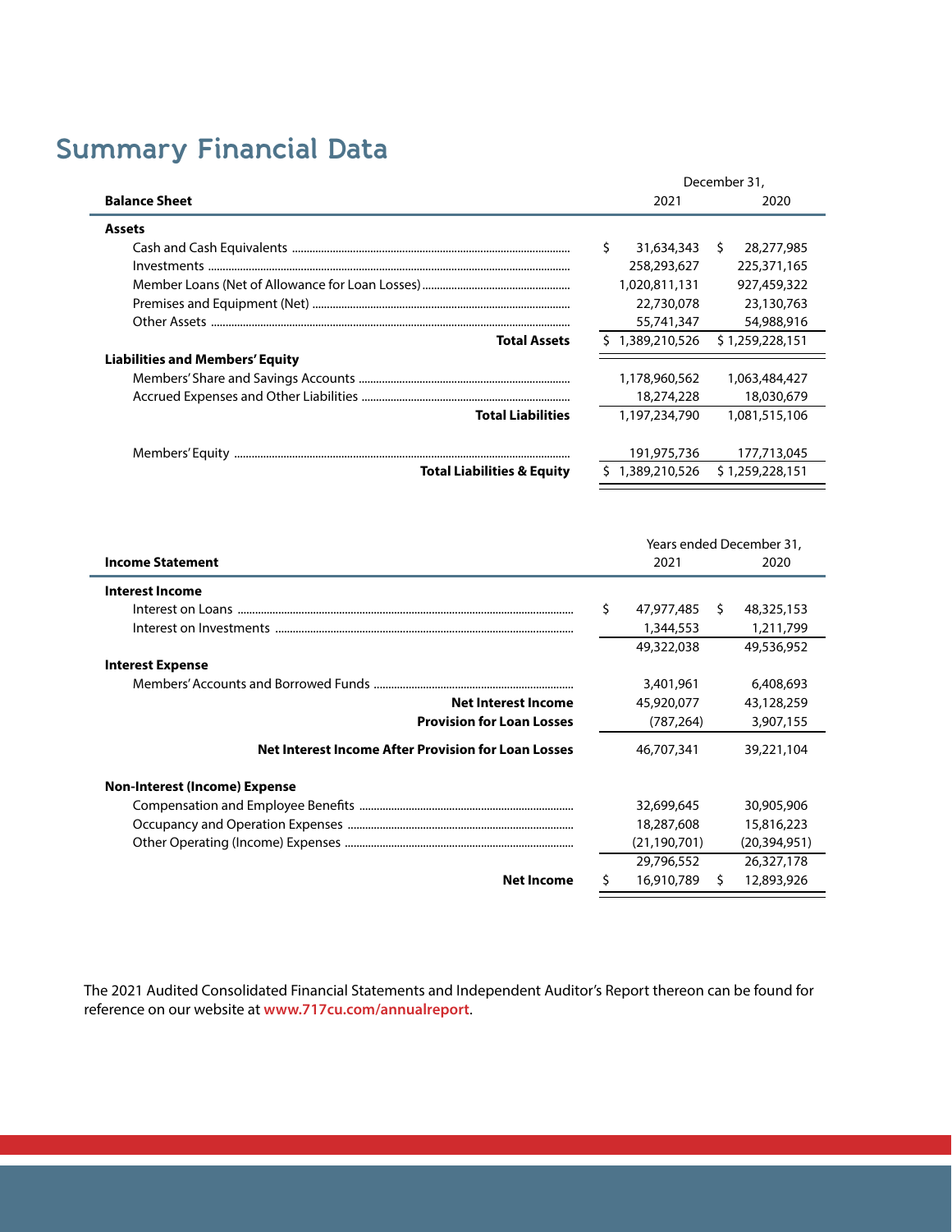## Summary Financial Data

| Balance Sheet | December 31, 2021 | December 31, 2020 |
|---|---|---|
| **Assets** | | |
| Cash and Cash Equivalents | $ 31,634,343 | $ 28,277,985 |
| Investments | 258,293,627 | 225,371,165 |
| Member Loans (Net of Allowance for Loan Losses) | 1,020,811,131 | 927,459,322 |
| Premises and Equipment (Net) | 22,730,078 | 23,130,763 |
| Other Assets | 55,741,347 | 54,988,916 |
| **Total Assets** | $ 1,389,210,526 | $ 1,259,228,151 |
| **Liabilities and Members' Equity** | | |
| Members' Share and Savings Accounts | 1,178,960,562 | 1,063,484,427 |
| Accrued Expenses and Other Liabilities | 18,274,228 | 18,030,679 |
| **Total Liabilities** | 1,197,234,790 | 1,081,515,106 |
| Members' Equity | 191,975,736 | 177,713,045 |
| **Total Liabilities & Equity** | $ 1,389,210,526 | $ 1,259,228,151 |

| Income Statement | Years ended December 31, 2021 | Years ended December 31, 2020 |
|---|---|---|
| **Interest Income** | | |
| Interest on Loans | $ 47,977,485 | $ 48,325,153 |
| Interest on Investments | 1,344,553 | 1,211,799 |
| | 49,322,038 | 49,536,952 |
| **Interest Expense** | | |
| Members' Accounts and Borrowed Funds | 3,401,961 | 6,408,693 |
| **Net Interest Income** | 45,920,077 | 43,128,259 |
| **Provision for Loan Losses** | (787,264) | 3,907,155 |
| **Net Interest Income After Provision for Loan Losses** | 46,707,341 | 39,221,104 |
| **Non-Interest (Income) Expense** | | |
| Compensation and Employee Benefits | 32,699,645 | 30,905,906 |
| Occupancy and Operation Expenses | 18,287,608 | 15,816,223 |
| Other Operating (Income) Expenses | (21,190,701) | (20,394,951) |
| | 29,796,552 | 26,327,178 |
| **Net Income** | $ 16,910,789 | $ 12,893,926 |

The 2021 Audited Consolidated Financial Statements and Independent Auditor's Report thereon can be found for reference on our website at **www.717cu.com/annualreport**.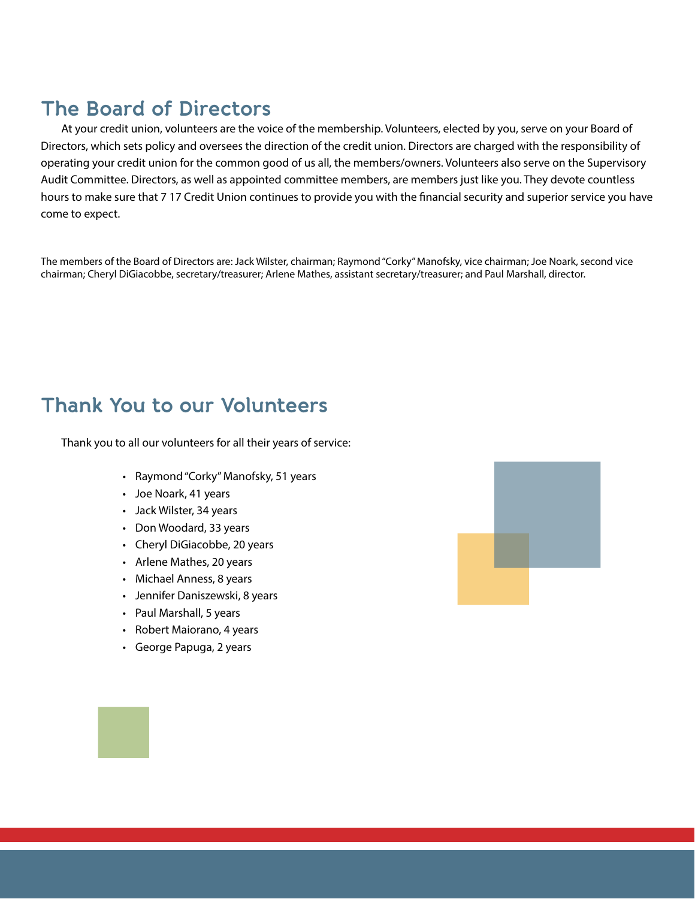## The Board of Directors

At your credit union, volunteers are the voice of the membership. Volunteers, elected by you, serve on your Board of Directors, which sets policy and oversees the direction of the credit union. Directors are charged with the responsibility of operating your credit union for the common good of us all, the members/owners. Volunteers also serve on the Supervisory Audit Committee. Directors, as well as appointed committee members, are members just like you. They devote countless hours to make sure that 7 17 Credit Union continues to provide you with the financial security and superior service you have come to expect.

The members of the Board of Directors are: Jack Wilster, chairman; Raymond "Corky" Manofsky, vice chairman; Joe Noark, second vice chairman; Cheryl DiGiacobbe, secretary/treasurer; Arlene Mathes, assistant secretary/treasurer; and Paul Marshall, director.

## Thank You to our Volunteers

Thank you to all our volunteers for all their years of service:

- Raymond "Corky" Manofsky, 51 years
- Joe Noark, 41 years
- Jack Wilster, 34 years
- Don Woodard, 33 years
- Cheryl DiGiacobbe, 20 years
- Arlene Mathes, 20 years
- Michael Anness, 8 years
- Jennifer Daniszewski, 8 years
- Paul Marshall, 5 years
- Robert Maiorano, 4 years
- George Papuga, 2 years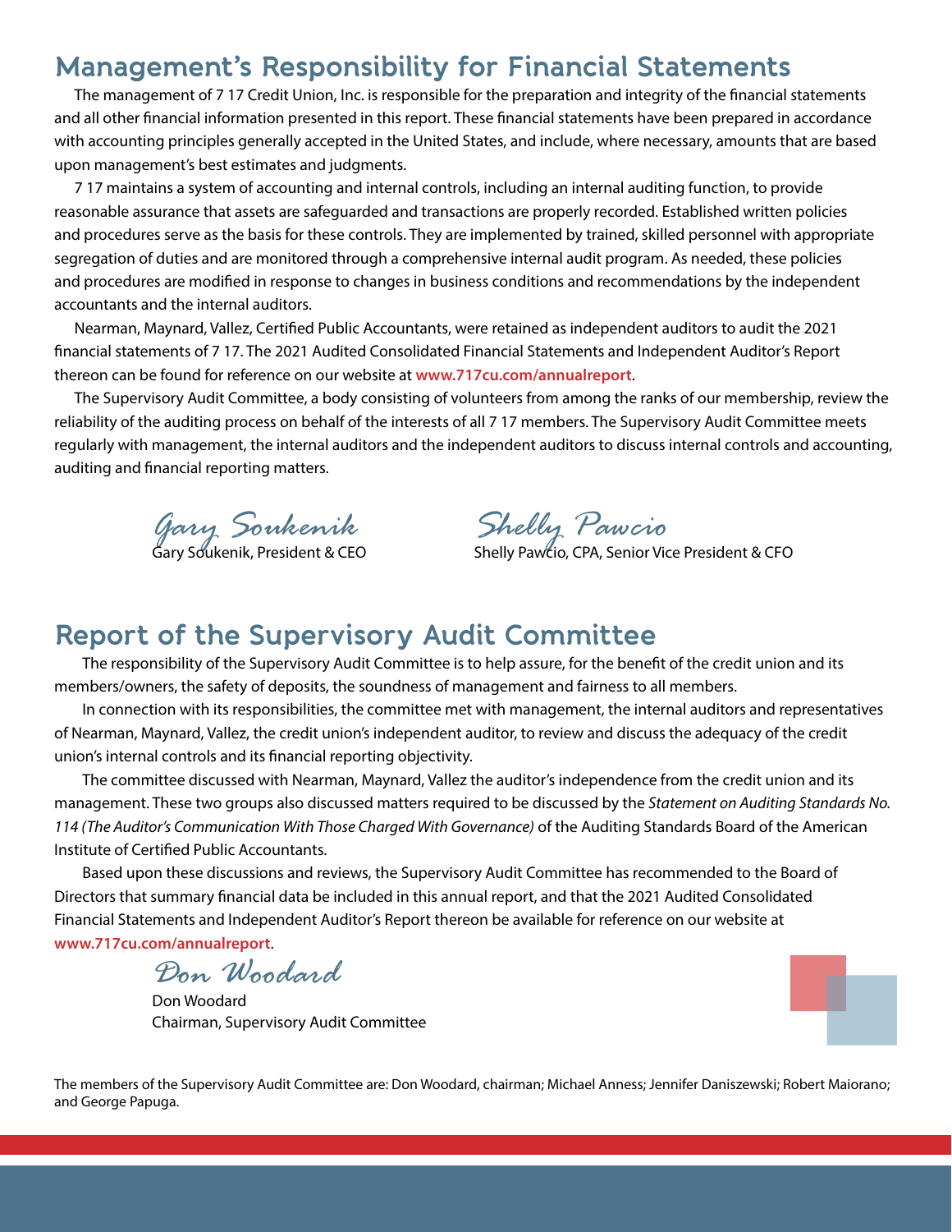## Management's Responsibility for Financial Statements

The management of 7 17 Credit Union, Inc. is responsible for the preparation and integrity of the financial statements and all other financial information presented in this report. These financial statements have been prepared in accordance with accounting principles generally accepted in the United States, and include, where necessary, amounts that are based upon management's best estimates and judgments.

7 17 maintains a system of accounting and internal controls, including an internal auditing function, to provide reasonable assurance that assets are safeguarded and transactions are properly recorded. Established written policies and procedures serve as the basis for these controls. They are implemented by trained, skilled personnel with appropriate segregation of duties and are monitored through a comprehensive internal audit program. As needed, these policies and procedures are modified in response to changes in business conditions and recommendations by the independent accountants and the internal auditors.

Nearman, Maynard, Vallez, Certified Public Accountants, were retained as independent auditors to audit the 2021 financial statements of 7 17. The 2021 Audited Consolidated Financial Statements and Independent Auditor's Report thereon can be found for reference on our website at **www.717cu.com/annualreport**.

The Supervisory Audit Committee, a body consisting of volunteers from among the ranks of our membership, review the reliability of the auditing process on behalf of the interests of all 7 17 members. The Supervisory Audit Committee meets regularly with management, the internal auditors and the independent auditors to discuss internal controls and accounting, auditing and financial reporting matters.

*Gary Soukenik*
Gary Soukenik, President & CEO

*Shelly Pawcio*
Shelly Pawcio, CPA, Senior Vice President & CFO

## Report of the Supervisory Audit Committee

The responsibility of the Supervisory Audit Committee is to help assure, for the benefit of the credit union and its members/owners, the safety of deposits, the soundness of management and fairness to all members.

In connection with its responsibilities, the committee met with management, the internal auditors and representatives of Nearman, Maynard, Vallez, the credit union's independent auditor, to review and discuss the adequacy of the credit union's internal controls and its financial reporting objectivity.

The committee discussed with Nearman, Maynard, Vallez the auditor's independence from the credit union and its management. These two groups also discussed matters required to be discussed by the *Statement on Auditing Standards No. 114 (The Auditor's Communication With Those Charged With Governance)* of the Auditing Standards Board of the American Institute of Certified Public Accountants.

Based upon these discussions and reviews, the Supervisory Audit Committee has recommended to the Board of Directors that summary financial data be included in this annual report, and that the 2021 Audited Consolidated Financial Statements and Independent Auditor's Report thereon be available for reference on our website at **www.717cu.com/annualreport**.

*Don Woodard*
Don Woodard
Chairman, Supervisory Audit Committee

The members of the Supervisory Audit Committee are: Don Woodard, chairman; Michael Anness; Jennifer Daniszewski; Robert Maiorano; and George Papuga.